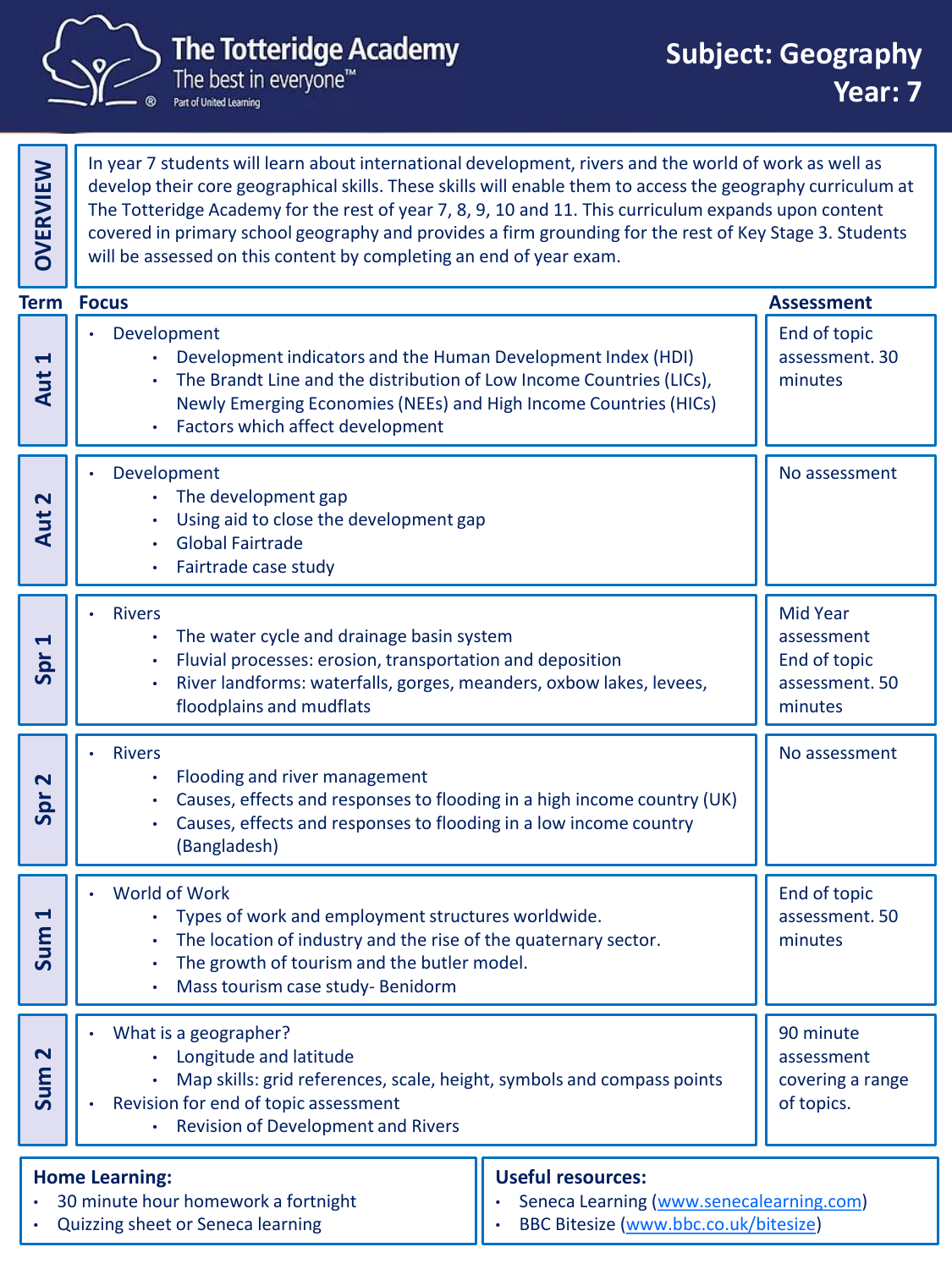# The Totteridge Academy

The best in everyone™

Part of United Learning

## Subject: Geography
## Year: 7

### OVERVIEW

In year 7 students will learn about international development, rivers and the world of work as well as develop their core geographical skills. These skills will enable them to access the geography curriculum at The Totteridge Academy for the rest of year 7, 8, 9, 10 and 11. This curriculum expands upon content covered in primary school geography and provides a firm grounding for the rest of Key Stage 3. Students will be assessed on this content by completing an end of year exam.

| Term | Focus | Assessment |
|---|---|---|
| Aut 1 | • Development<br>&nbsp;&nbsp;• Development indicators and the Human Development Index (HDI)<br>&nbsp;&nbsp;• The Brandt Line and the distribution of Low Income Countries (LICs), Newly Emerging Economies (NEEs) and High Income Countries (HICs)<br>&nbsp;&nbsp;• Factors which affect development | End of topic assessment. 30 minutes |
| Aut 2 | • Development<br>&nbsp;&nbsp;• The development gap<br>&nbsp;&nbsp;• Using aid to close the development gap<br>&nbsp;&nbsp;• Global Fairtrade<br>&nbsp;&nbsp;• Fairtrade case study | No assessment |
| Spr 1 | • Rivers<br>&nbsp;&nbsp;• The water cycle and drainage basin system<br>&nbsp;&nbsp;• Fluvial processes: erosion, transportation and deposition<br>&nbsp;&nbsp;• River landforms: waterfalls, gorges, meanders, oxbow lakes, levees, floodplains and mudflats | Mid Year assessment End of topic assessment. 50 minutes |
| Spr 2 | • Rivers<br>&nbsp;&nbsp;• Flooding and river management<br>&nbsp;&nbsp;• Causes, effects and responses to flooding in a high income country (UK)<br>&nbsp;&nbsp;• Causes, effects and responses to flooding in a low income country (Bangladesh) | No assessment |
| Sum 1 | • World of Work<br>&nbsp;&nbsp;• Types of work and employment structures worldwide.<br>&nbsp;&nbsp;• The location of industry and the rise of the quaternary sector.<br>&nbsp;&nbsp;• The growth of tourism and the butler model.<br>&nbsp;&nbsp;• Mass tourism case study- Benidorm | End of topic assessment. 50 minutes |
| Sum 2 | • What is a geographer?<br>&nbsp;&nbsp;• Longitude and latitude<br>&nbsp;&nbsp;• Map skills: grid references, scale, height, symbols and compass points<br>• Revision for end of topic assessment<br>&nbsp;&nbsp;• Revision of Development and Rivers | 90 minute assessment covering a range of topics. |

**Home Learning:**

- 30 minute hour homework a fortnight
- Quizzing sheet or Seneca learning

**Useful resources:**

- Seneca Learning (www.senecalearning.com)
- BBC Bitesize (www.bbc.co.uk/bitesize)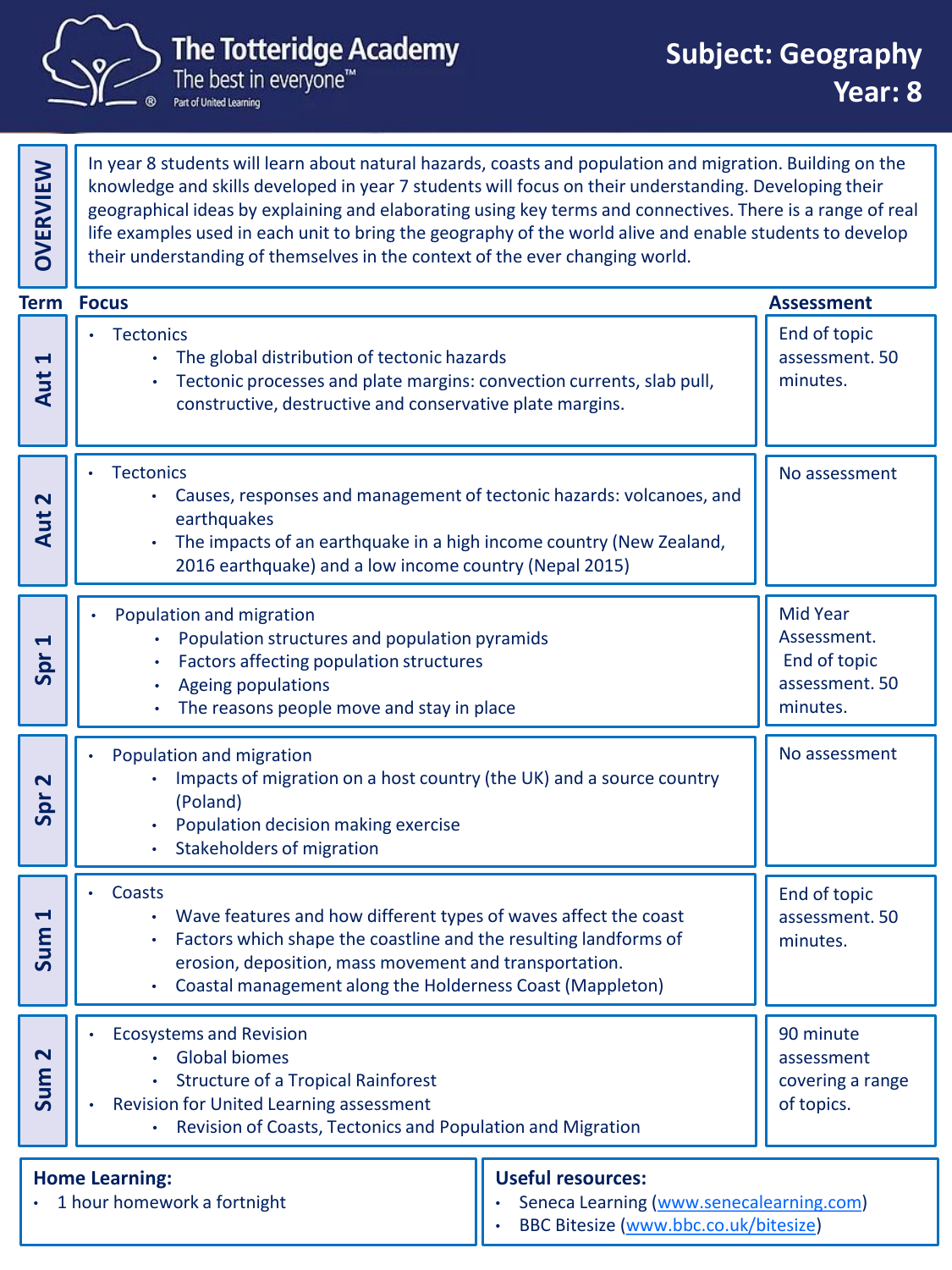# The Totteridge Academy

The best in everyone™

Part of United Learning

## Subject: Geography
## Year: 8

**OVERVIEW**

In year 8 students will learn about natural hazards, coasts and population and migration. Building on the knowledge and skills developed in year 7 students will focus on their understanding. Developing their geographical ideas by explaining and elaborating using key terms and connectives. There is a range of real life examples used in each unit to bring the geography of the world alive and enable students to develop their understanding of themselves in the context of the ever changing world.

| Term | Focus | Assessment |
|---|---|---|
| Aut 1 | • Tectonics<br>&nbsp;&nbsp;• The global distribution of tectonic hazards<br>&nbsp;&nbsp;• Tectonic processes and plate margins: convection currents, slab pull, constructive, destructive and conservative plate margins. | End of topic assessment. 50 minutes. |
| Aut 2 | • Tectonics<br>&nbsp;&nbsp;• Causes, responses and management of tectonic hazards: volcanoes, and earthquakes<br>&nbsp;&nbsp;• The impacts of an earthquake in a high income country (New Zealand, 2016 earthquake) and a low income country (Nepal 2015) | No assessment |
| Spr 1 | • Population and migration<br>&nbsp;&nbsp;• Population structures and population pyramids<br>&nbsp;&nbsp;• Factors affecting population structures<br>&nbsp;&nbsp;• Ageing populations<br>&nbsp;&nbsp;• The reasons people move and stay in place | Mid Year Assessment.<br>End of topic assessment. 50 minutes. |
| Spr 2 | • Population and migration<br>&nbsp;&nbsp;• Impacts of migration on a host country (the UK) and a source country (Poland)<br>&nbsp;&nbsp;• Population decision making exercise<br>&nbsp;&nbsp;• Stakeholders of migration | No assessment |
| Sum 1 | • Coasts<br>&nbsp;&nbsp;• Wave features and how different types of waves affect the coast<br>&nbsp;&nbsp;• Factors which shape the coastline and the resulting landforms of erosion, deposition, mass movement and transportation.<br>&nbsp;&nbsp;• Coastal management along the Holderness Coast (Mappleton) | End of topic assessment. 50 minutes. |
| Sum 2 | • Ecosystems and Revision<br>&nbsp;&nbsp;• Global biomes<br>&nbsp;&nbsp;• Structure of a Tropical Rainforest<br>• Revision for United Learning assessment<br>&nbsp;&nbsp;• Revision of Coasts, Tectonics and Population and Migration | 90 minute assessment covering a range of topics. |

**Home Learning:**
- 1 hour homework a fortnight

**Useful resources:**
- Seneca Learning (www.senecalearning.com)
- BBC Bitesize (www.bbc.co.uk/bitesize)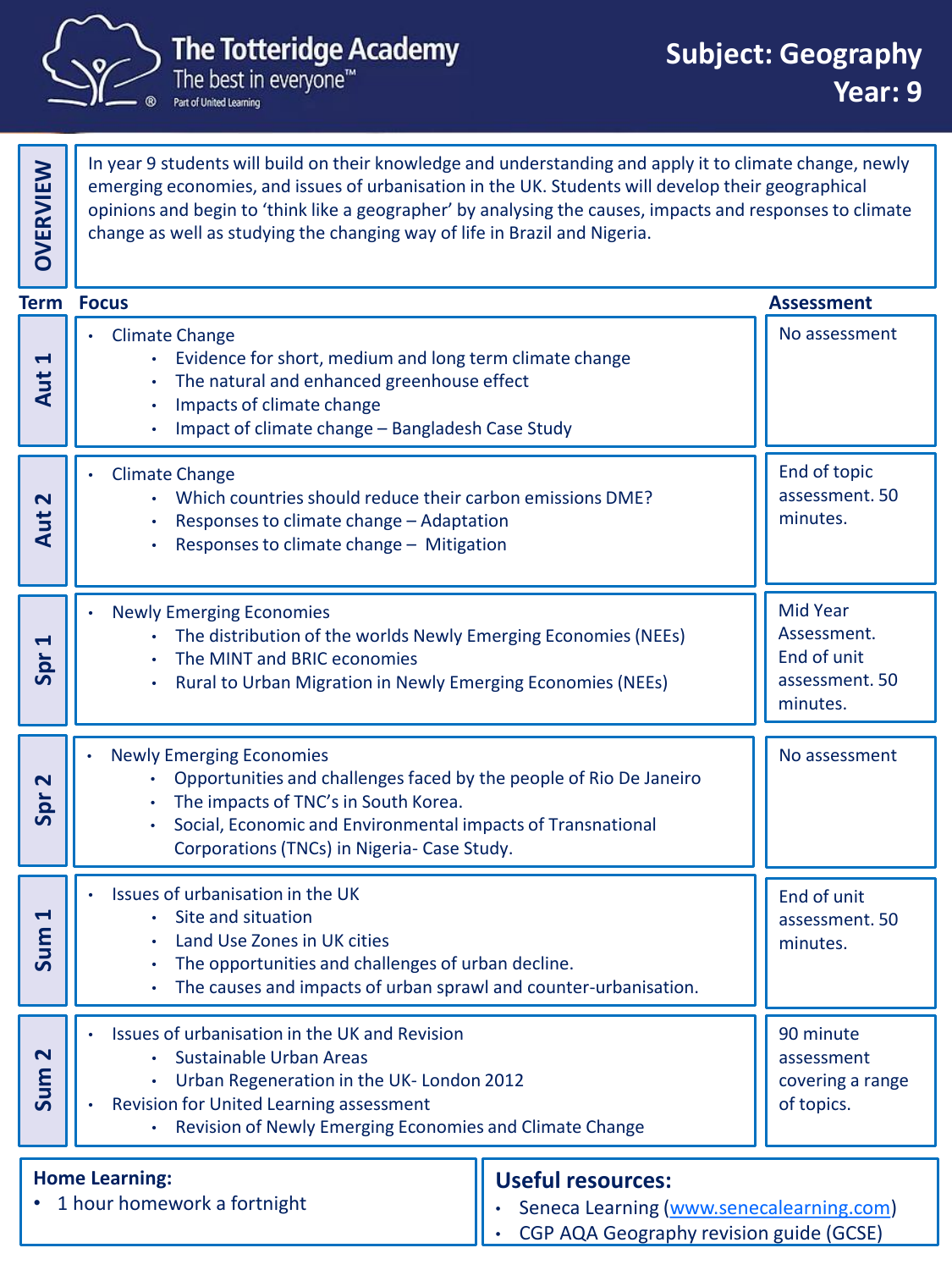# The Totteridge Academy

The best in everyone™

Part of United Learning

## Subject: Geography
## Year: 9

### OVERVIEW

In year 9 students will build on their knowledge and understanding and apply it to climate change, newly emerging economies, and issues of urbanisation in the UK. Students will develop their geographical opinions and begin to 'think like a geographer' by analysing the causes, impacts and responses to climate change as well as studying the changing way of life in Brazil and Nigeria.

| Term | Focus | Assessment |
| --- | --- | --- |
| Aut 1 | • Climate Change<br>  • Evidence for short, medium and long term climate change<br>  • The natural and enhanced greenhouse effect<br>  • Impacts of climate change<br>  • Impact of climate change – Bangladesh Case Study | No assessment |
| Aut 2 | • Climate Change<br>  • Which countries should reduce their carbon emissions DME?<br>  • Responses to climate change – Adaptation<br>  • Responses to climate change – Mitigation | End of topic assessment. 50 minutes. |
| Spr 1 | • Newly Emerging Economies<br>  • The distribution of the worlds Newly Emerging Economies (NEEs)<br>  • The MINT and BRIC economies<br>  • Rural to Urban Migration in Newly Emerging Economies (NEEs) | Mid Year Assessment. End of unit assessment. 50 minutes. |
| Spr 2 | • Newly Emerging Economies<br>  • Opportunities and challenges faced by the people of Rio De Janeiro<br>  • The impacts of TNC's in South Korea.<br>  • Social, Economic and Environmental impacts of Transnational Corporations (TNCs) in Nigeria- Case Study. | No assessment |
| Sum 1 | • Issues of urbanisation in the UK<br>  • Site and situation<br>  • Land Use Zones in UK cities<br>  • The opportunities and challenges of urban decline.<br>  • The causes and impacts of urban sprawl and counter-urbanisation. | End of unit assessment. 50 minutes. |
| Sum 2 | • Issues of urbanisation in the UK and Revision<br>  • Sustainable Urban Areas<br>  • Urban Regeneration in the UK- London 2012<br>• Revision for United Learning assessment<br>  • Revision of Newly Emerging Economies and Climate Change | 90 minute assessment covering a range of topics. |

**Home Learning:**

- 1 hour homework a fortnight

**Useful resources:**

- Seneca Learning (www.senecalearning.com)
- CGP AQA Geography revision guide (GCSE)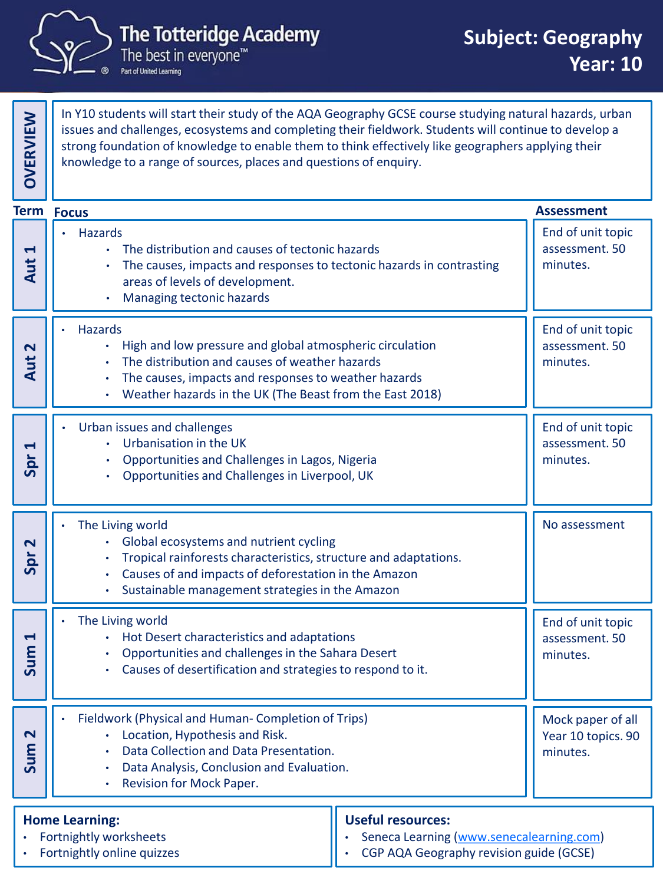# The Totteridge Academy

The best in everyone™

Part of United Learning

## Subject: Geography
## Year: 10

**OVERVIEW**

In Y10 students will start their study of the AQA Geography GCSE course studying natural hazards, urban issues and challenges, ecosystems and completing their fieldwork. Students will continue to develop a strong foundation of knowledge to enable them to think effectively like geographers applying their knowledge to a range of sources, places and questions of enquiry.

| Term | Focus | Assessment |
| --- | --- | --- |
| Aut 1 | • Hazards<br>  • The distribution and causes of tectonic hazards<br>  • The causes, impacts and responses to tectonic hazards in contrasting areas of levels of development.<br>  • Managing tectonic hazards | End of unit topic assessment. 50 minutes. |
| Aut 2 | • Hazards<br>  • High and low pressure and global atmospheric circulation<br>  • The distribution and causes of weather hazards<br>  • The causes, impacts and responses to weather hazards<br>  • Weather hazards in the UK (The Beast from the East 2018) | End of unit topic assessment. 50 minutes. |
| Spr 1 | • Urban issues and challenges<br>  • Urbanisation in the UK<br>  • Opportunities and Challenges in Lagos, Nigeria<br>  • Opportunities and Challenges in Liverpool, UK | End of unit topic assessment. 50 minutes. |
| Spr 2 | • The Living world<br>  • Global ecosystems and nutrient cycling<br>  • Tropical rainforests characteristics, structure and adaptations.<br>  • Causes of and impacts of deforestation in the Amazon<br>  • Sustainable management strategies in the Amazon | No assessment |
| Sum 1 | • The Living world<br>  • Hot Desert characteristics and adaptations<br>  • Opportunities and challenges in the Sahara Desert<br>  • Causes of desertification and strategies to respond to it. | End of unit topic assessment. 50 minutes. |
| Sum 2 | • Fieldwork (Physical and Human- Completion of Trips)<br>  • Location, Hypothesis and Risk.<br>  • Data Collection and Data Presentation.<br>  • Data Analysis, Conclusion and Evaluation.<br>  • Revision for Mock Paper. | Mock paper of all Year 10 topics. 90 minutes. |

**Home Learning:**

- Fortnightly worksheets
- Fortnightly online quizzes

**Useful resources:**

- Seneca Learning (www.senecalearning.com)
- CGP AQA Geography revision guide (GCSE)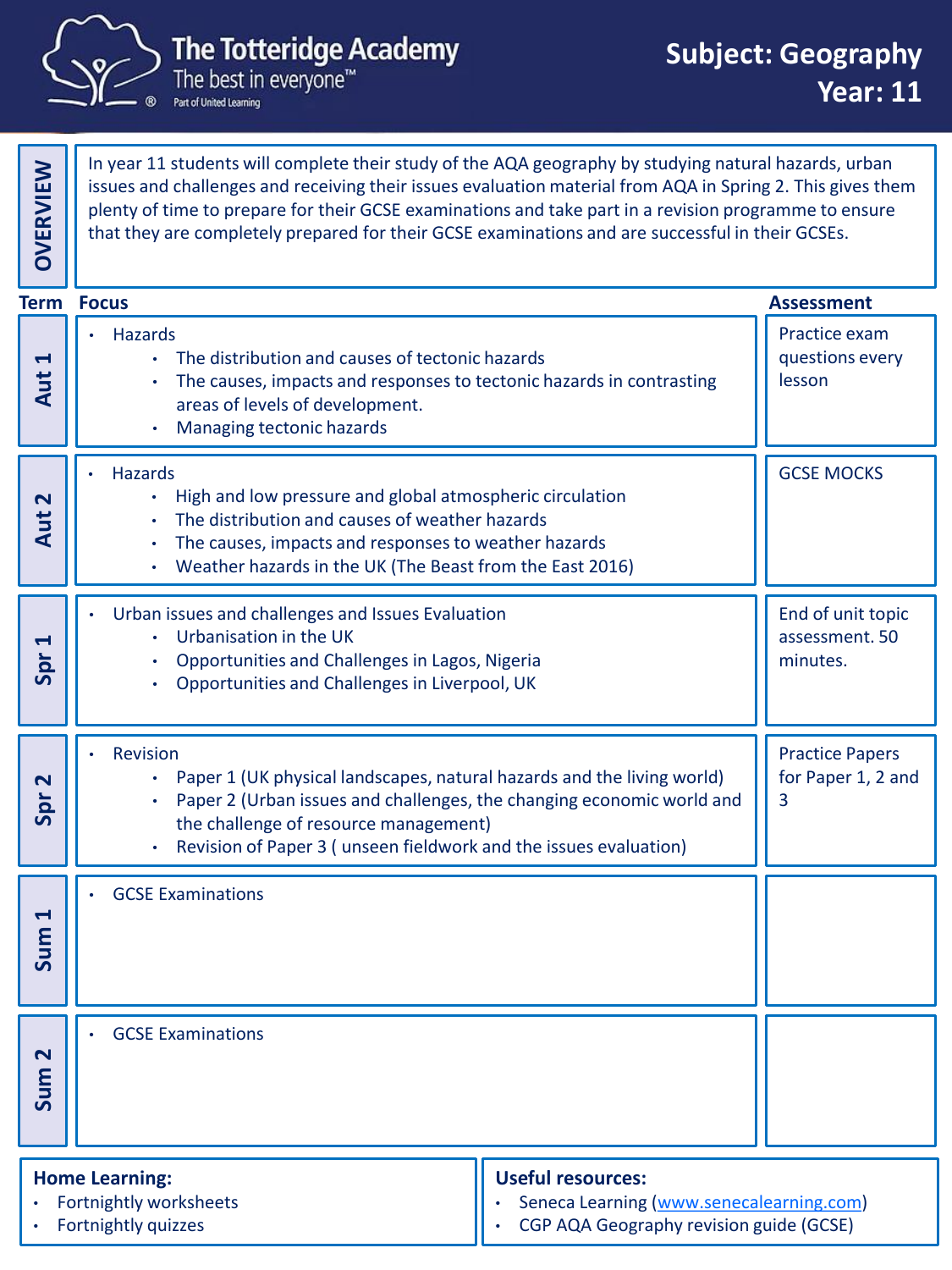# The Totteridge Academy

The best in everyone™

Part of United Learning

**Subject: Geography**
**Year: 11**

## OVERVIEW

In year 11 students will complete their study of the AQA geography by studying natural hazards, urban issues and challenges and receiving their issues evaluation material from AQA in Spring 2. This gives them plenty of time to prepare for their GCSE examinations and take part in a revision programme to ensure that they are completely prepared for their GCSE examinations and are successful in their GCSEs.

| Term | Focus | Assessment |
| --- | --- | --- |
| Aut 1 | • Hazards<br>  • The distribution and causes of tectonic hazards<br>  • The causes, impacts and responses to tectonic hazards in contrasting areas of levels of development.<br>  • Managing tectonic hazards | Practice exam questions every lesson |
| Aut 2 | • Hazards<br>  • High and low pressure and global atmospheric circulation<br>  • The distribution and causes of weather hazards<br>  • The causes, impacts and responses to weather hazards<br>  • Weather hazards in the UK (The Beast from the East 2016) | GCSE MOCKS |
| Spr 1 | • Urban issues and challenges and Issues Evaluation<br>  • Urbanisation in the UK<br>  • Opportunities and Challenges in Lagos, Nigeria<br>  • Opportunities and Challenges in Liverpool, UK | End of unit topic assessment. 50 minutes. |
| Spr 2 | • Revision<br>  • Paper 1 (UK physical landscapes, natural hazards and the living world)<br>  • Paper 2 (Urban issues and challenges, the changing economic world and the challenge of resource management)<br>  • Revision of Paper 3 ( unseen fieldwork and the issues evaluation) | Practice Papers for Paper 1, 2 and 3 |
| Sum 1 | • GCSE Examinations | |
| Sum 2 | • GCSE Examinations | |

**Home Learning:**
- Fortnightly worksheets
- Fortnightly quizzes

**Useful resources:**
- Seneca Learning (www.senecalearning.com)
- CGP AQA Geography revision guide (GCSE)